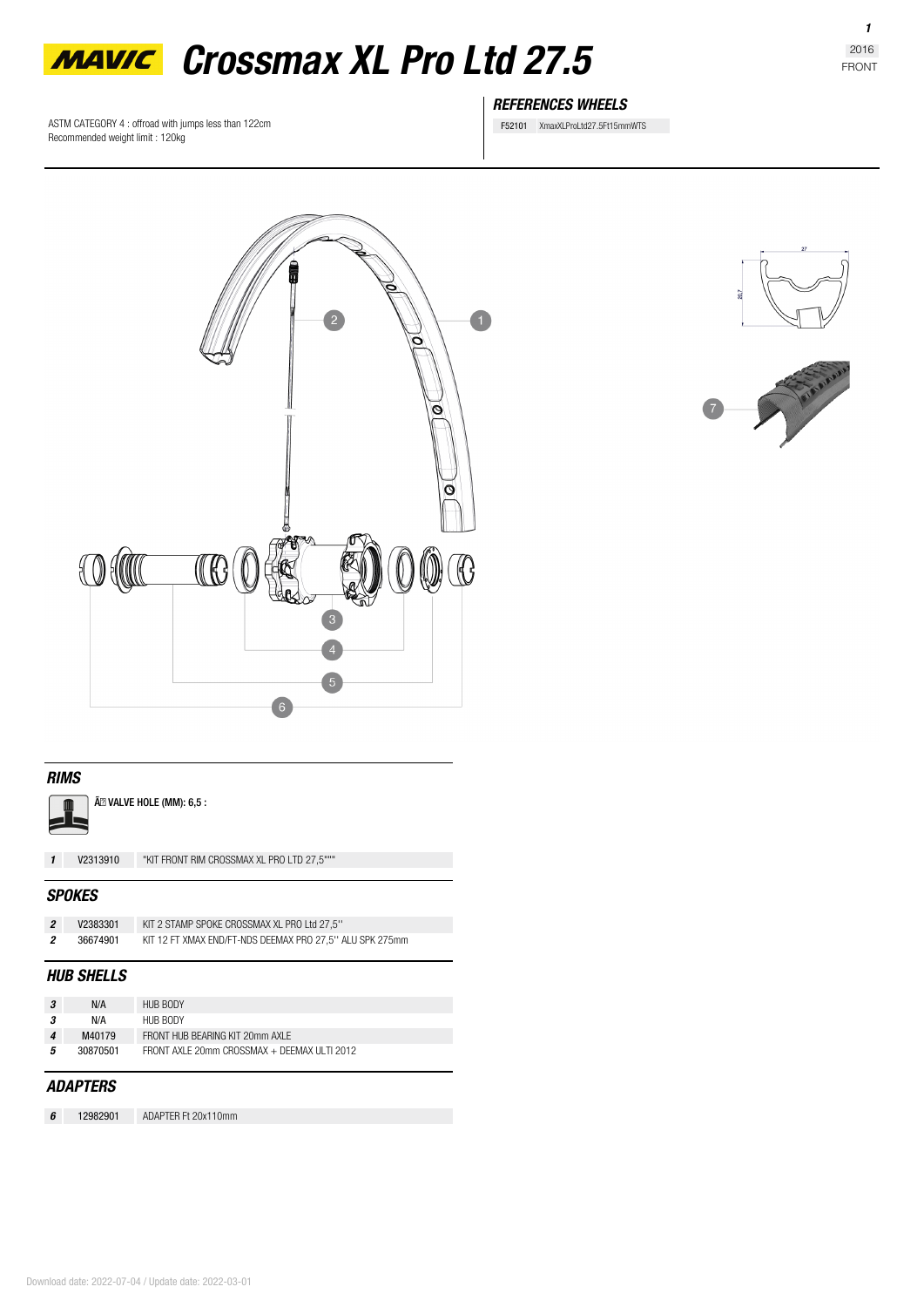# MAVIC Crossmax XL Pro Ltd 27.5

2016
FRONT

ASTM CATEGORY 4 : offroad with jumps less than 122cm
Recommended weight limit : 120kg

### REFERENCES WHEELS

| | |
|---|---|
| F52101 | XmaxXLProLtd27.5Ft15mmWTS |

## RIMS

Ã VALVE HOLE (MM): 6,5 :

| | | |
|---|---|---|
| 1 | V2313910 | "KIT FRONT RIM CROSSMAX XL PRO LTD 27,5""" |

## SPOKES

| | | |
|---|---|---|
| 2 | V2383301 | KIT 2 STAMP SPOKE CROSSMAX XL PRO Ltd 27,5'' |
| 2 | 36674901 | KIT 12 FT XMAX END/FT-NDS DEEMAX PRO 27,5'' ALU SPK 275mm |

## HUB SHELLS

| | | |
|---|---|---|
| 3 | N/A | HUB BODY |
| 3 | N/A | HUB BODY |
| 4 | M40179 | FRONT HUB BEARING KIT 20mm AXLE |
| 5 | 30870501 | FRONT AXLE 20mm CROSSMAX + DEEMAX ULTI 2012 |

## ADAPTERS

| | | |
|---|---|---|
| 6 | 12982901 | ADAPTER Ft 20x110mm |

Download date: 2022-07-04 / Update date: 2022-03-01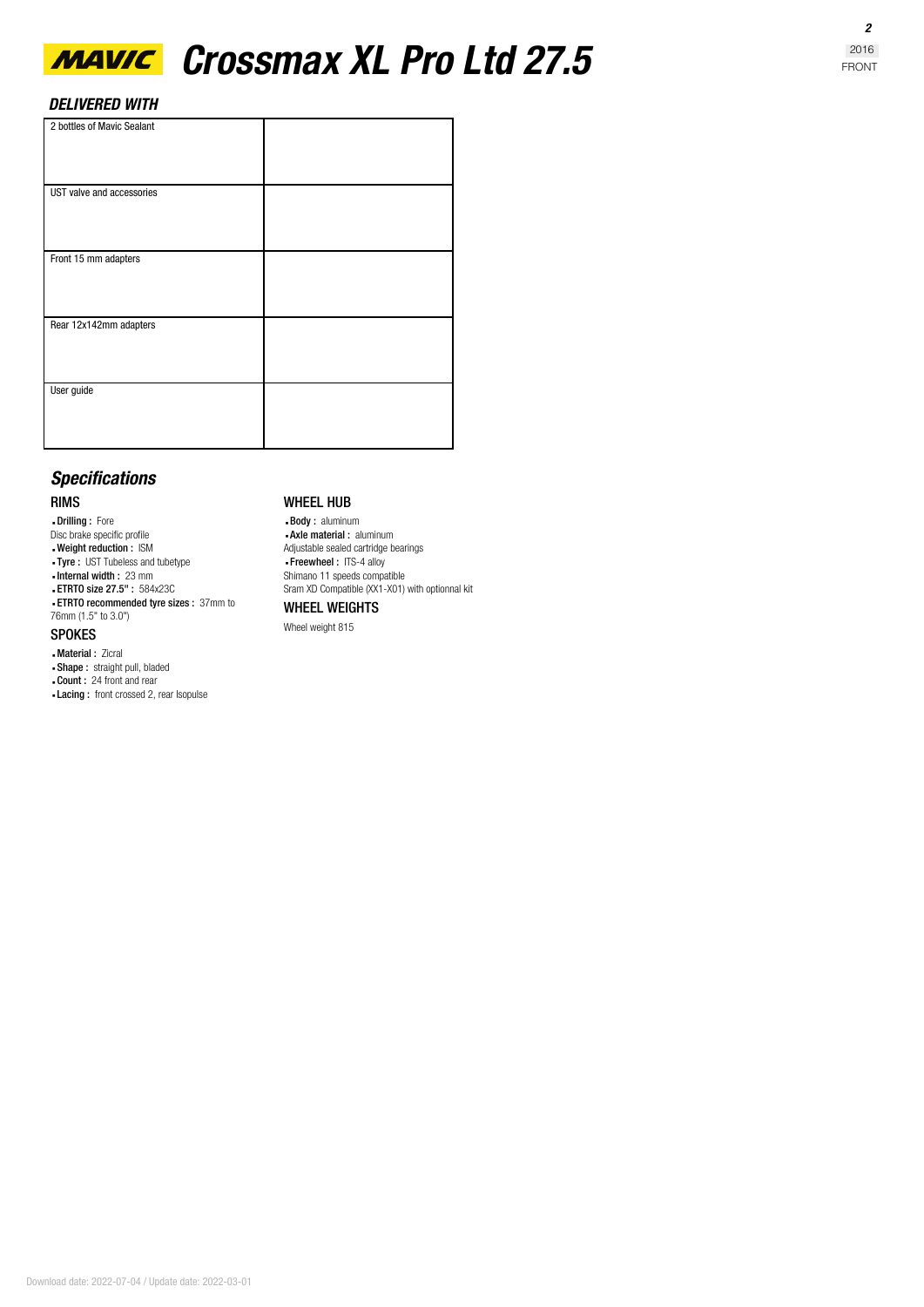# MAVIC Crossmax XL Pro Ltd 27.5

2016
FRONT

### DELIVERED WITH

| | |
|---|---|
| 2 bottles of Mavic Sealant | |
| UST valve and accessories | |
| Front 15 mm adapters | |
| Rear 12x142mm adapters | |
| User guide | |

## Specifications

### RIMS

- **Drilling :** Fore
Disc brake specific profile
- **Weight reduction :** ISM
- **Tyre :** UST Tubeless and tubetype
- **Internal width :** 23 mm
- **ETRTO size 27.5" :** 584x23C
- **ETRTO recommended tyre sizes :** 37mm to 76mm (1.5" to 3.0")

### SPOKES

- **Material :** Zicral
- **Shape :** straight pull, bladed
- **Count :** 24 front and rear
- **Lacing :** front crossed 2, rear Isopulse

### WHEEL HUB

- **Body :** aluminum
- **Axle material :** aluminum
Adjustable sealed cartridge bearings
- **Freewheel :** ITS-4 alloy
Shimano 11 speeds compatible
Sram XD Compatible (XX1-X01) with optionnal kit

### WHEEL WEIGHTS

Wheel weight 815

Download date: 2022-07-04 / Update date: 2022-03-01